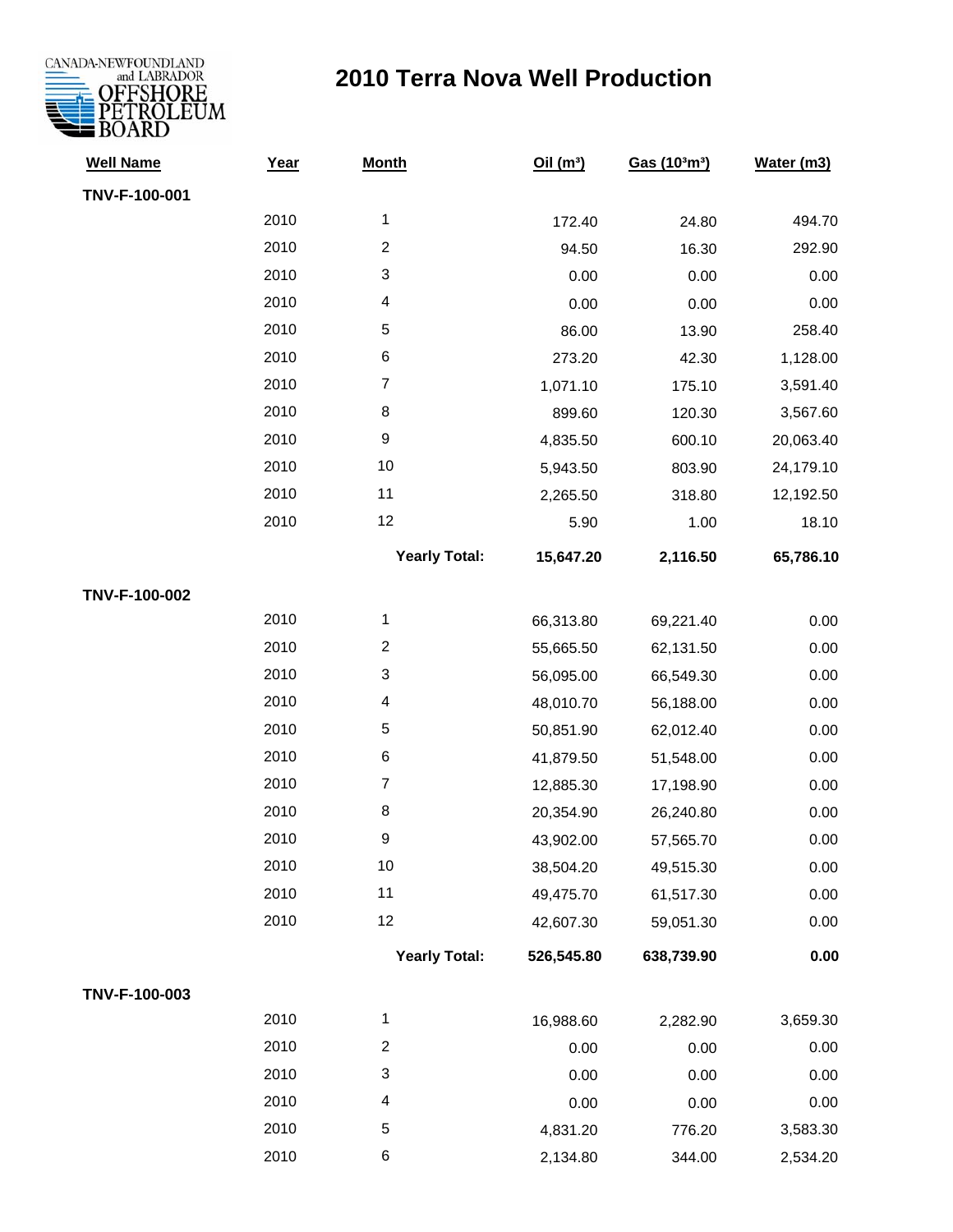# 2010 Terra Nova Well Production

| Well Name | Year | Month | Oil ($m^3$) | Gas ($10^3m^3$) | Water (m3) |
|---|---|---|---|---|---|
| **TNV-F-100-001** | | | | | |
| | 2010 | 1 | 172.40 | 24.80 | 494.70 |
| | 2010 | 2 | 94.50 | 16.30 | 292.90 |
| | 2010 | 3 | 0.00 | 0.00 | 0.00 |
| | 2010 | 4 | 0.00 | 0.00 | 0.00 |
| | 2010 | 5 | 86.00 | 13.90 | 258.40 |
| | 2010 | 6 | 273.20 | 42.30 | 1,128.00 |
| | 2010 | 7 | 1,071.10 | 175.10 | 3,591.40 |
| | 2010 | 8 | 899.60 | 120.30 | 3,567.60 |
| | 2010 | 9 | 4,835.50 | 600.10 | 20,063.40 |
| | 2010 | 10 | 5,943.50 | 803.90 | 24,179.10 |
| | 2010 | 11 | 2,265.50 | 318.80 | 12,192.50 |
| | 2010 | 12 | 5.90 | 1.00 | 18.10 |
| | | **Yearly Total:** | **15,647.20** | **2,116.50** | **65,786.10** |
| **TNV-F-100-002** | | | | | |
| | 2010 | 1 | 66,313.80 | 69,221.40 | 0.00 |
| | 2010 | 2 | 55,665.50 | 62,131.50 | 0.00 |
| | 2010 | 3 | 56,095.00 | 66,549.30 | 0.00 |
| | 2010 | 4 | 48,010.70 | 56,188.00 | 0.00 |
| | 2010 | 5 | 50,851.90 | 62,012.40 | 0.00 |
| | 2010 | 6 | 41,879.50 | 51,548.00 | 0.00 |
| | 2010 | 7 | 12,885.30 | 17,198.90 | 0.00 |
| | 2010 | 8 | 20,354.90 | 26,240.80 | 0.00 |
| | 2010 | 9 | 43,902.00 | 57,565.70 | 0.00 |
| | 2010 | 10 | 38,504.20 | 49,515.30 | 0.00 |
| | 2010 | 11 | 49,475.70 | 61,517.30 | 0.00 |
| | 2010 | 12 | 42,607.30 | 59,051.30 | 0.00 |
| | | **Yearly Total:** | **526,545.80** | **638,739.90** | **0.00** |
| **TNV-F-100-003** | | | | | |
| | 2010 | 1 | 16,988.60 | 2,282.90 | 3,659.30 |
| | 2010 | 2 | 0.00 | 0.00 | 0.00 |
| | 2010 | 3 | 0.00 | 0.00 | 0.00 |
| | 2010 | 4 | 0.00 | 0.00 | 0.00 |
| | 2010 | 5 | 4,831.20 | 776.20 | 3,583.30 |
| | 2010 | 6 | 2,134.80 | 344.00 | 2,534.20 |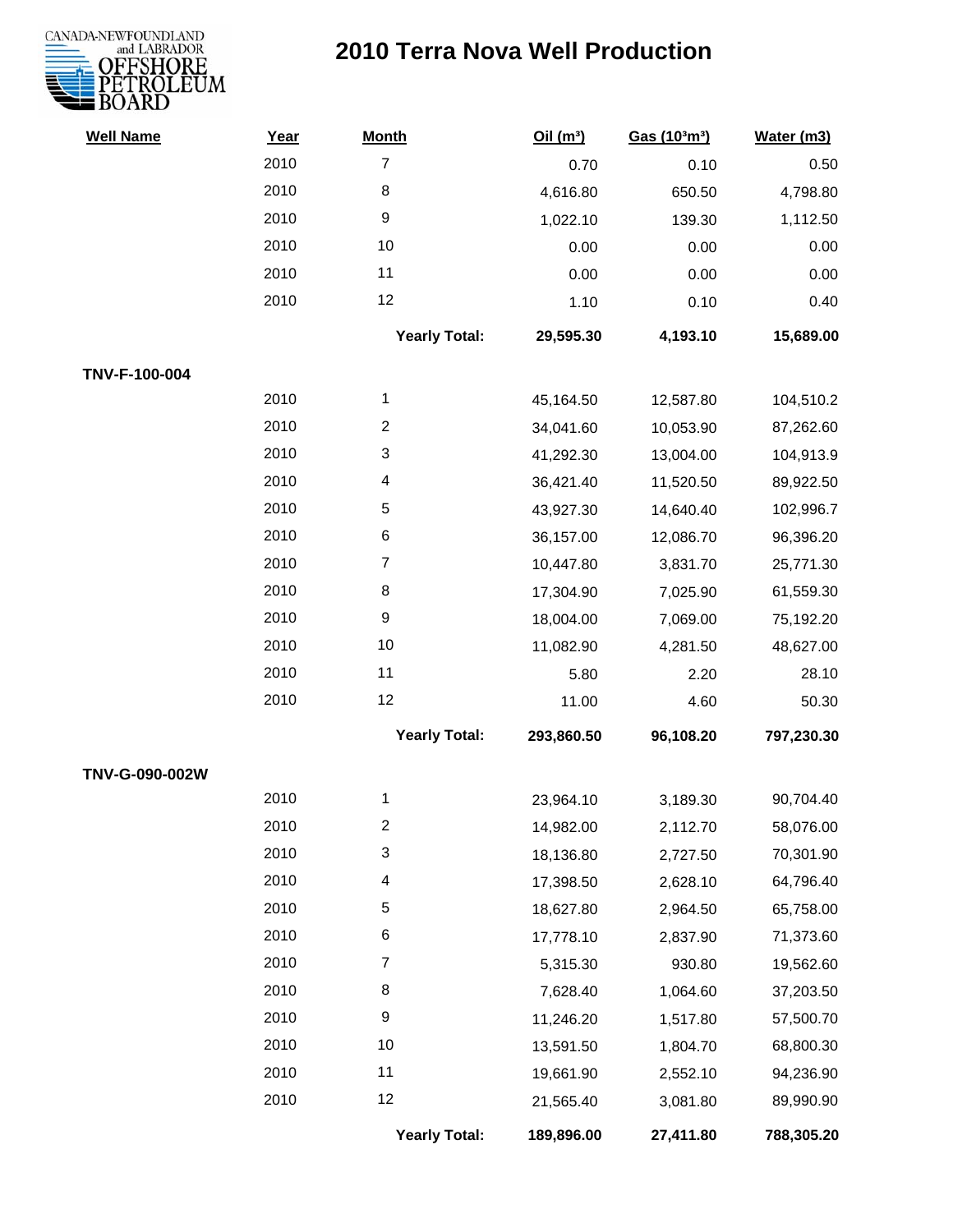// 2010 Terra Nova Well Production

| Well Name | Year | Month | Oil (m³) | Gas (10³m³) | Water (m3) |
|---|---|---|---|---|---|
| | 2010 | 7 | 0.70 | 0.10 | 0.50 |
| | 2010 | 8 | 4,616.80 | 650.50 | 4,798.80 |
| | 2010 | 9 | 1,022.10 | 139.30 | 1,112.50 |
| | 2010 | 10 | 0.00 | 0.00 | 0.00 |
| | 2010 | 11 | 0.00 | 0.00 | 0.00 |
| | 2010 | 12 | 1.10 | 0.10 | 0.40 |
| | | **Yearly Total:** | **29,595.30** | **4,193.10** | **15,689.00** |
| **TNV-F-100-004** | | | | | |
| | 2010 | 1 | 45,164.50 | 12,587.80 | 104,510.2 |
| | 2010 | 2 | 34,041.60 | 10,053.90 | 87,262.60 |
| | 2010 | 3 | 41,292.30 | 13,004.00 | 104,913.9 |
| | 2010 | 4 | 36,421.40 | 11,520.50 | 89,922.50 |
| | 2010 | 5 | 43,927.30 | 14,640.40 | 102,996.7 |
| | 2010 | 6 | 36,157.00 | 12,086.70 | 96,396.20 |
| | 2010 | 7 | 10,447.80 | 3,831.70 | 25,771.30 |
| | 2010 | 8 | 17,304.90 | 7,025.90 | 61,559.30 |
| | 2010 | 9 | 18,004.00 | 7,069.00 | 75,192.20 |
| | 2010 | 10 | 11,082.90 | 4,281.50 | 48,627.00 |
| | 2010 | 11 | 5.80 | 2.20 | 28.10 |
| | 2010 | 12 | 11.00 | 4.60 | 50.30 |
| | | **Yearly Total:** | **293,860.50** | **96,108.20** | **797,230.30** |
| **TNV-G-090-002W** | | | | | |
| | 2010 | 1 | 23,964.10 | 3,189.30 | 90,704.40 |
| | 2010 | 2 | 14,982.00 | 2,112.70 | 58,076.00 |
| | 2010 | 3 | 18,136.80 | 2,727.50 | 70,301.90 |
| | 2010 | 4 | 17,398.50 | 2,628.10 | 64,796.40 |
| | 2010 | 5 | 18,627.80 | 2,964.50 | 65,758.00 |
| | 2010 | 6 | 17,778.10 | 2,837.90 | 71,373.60 |
| | 2010 | 7 | 5,315.30 | 930.80 | 19,562.60 |
| | 2010 | 8 | 7,628.40 | 1,064.60 | 37,203.50 |
| | 2010 | 9 | 11,246.20 | 1,517.80 | 57,500.70 |
| | 2010 | 10 | 13,591.50 | 1,804.70 | 68,800.30 |
| | 2010 | 11 | 19,661.90 | 2,552.10 | 94,236.90 |
| | 2010 | 12 | 21,565.40 | 3,081.80 | 89,990.90 |
| | | **Yearly Total:** | **189,896.00** | **27,411.80** | **788,305.20** |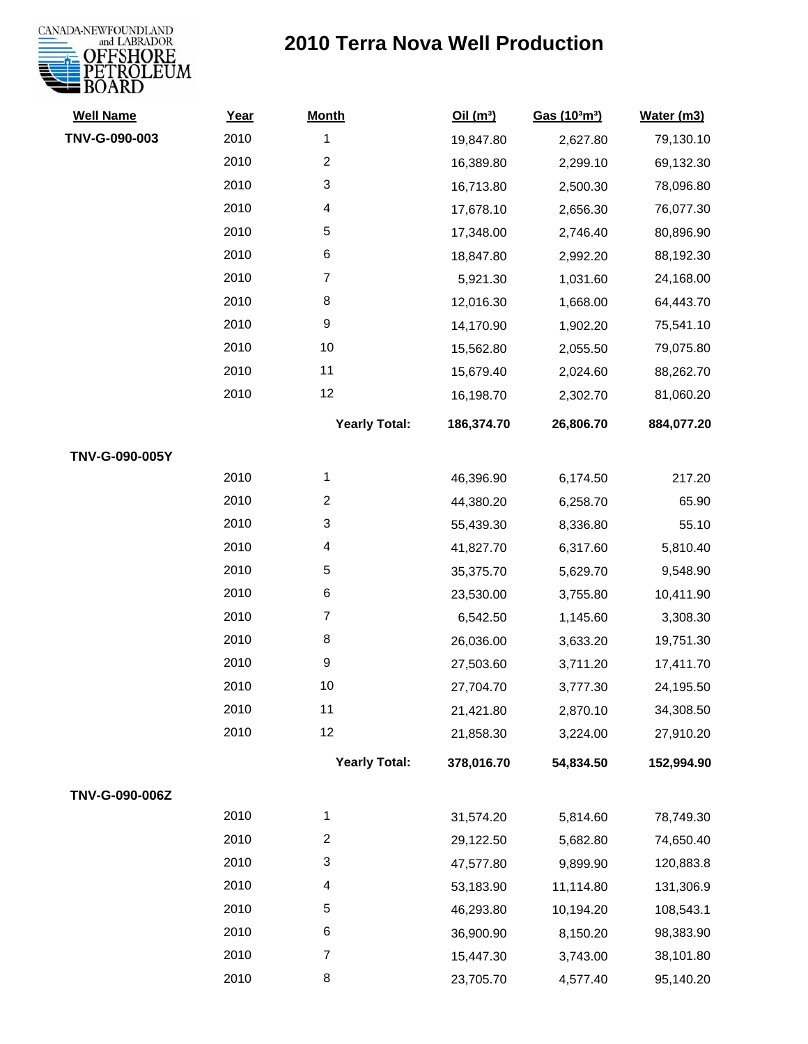# 2010 Terra Nova Well Production

| Well Name | Year | Month | Oil ($m^3$) | Gas ($10^3m^3$) | Water (m3) |
|---|---|---|---|---|---|
| TNV-G-090-003 | 2010 | 1 | 19,847.80 | 2,627.80 | 79,130.10 |
| | 2010 | 2 | 16,389.80 | 2,299.10 | 69,132.30 |
| | 2010 | 3 | 16,713.80 | 2,500.30 | 78,096.80 |
| | 2010 | 4 | 17,678.10 | 2,656.30 | 76,077.30 |
| | 2010 | 5 | 17,348.00 | 2,746.40 | 80,896.90 |
| | 2010 | 6 | 18,847.80 | 2,992.20 | 88,192.30 |
| | 2010 | 7 | 5,921.30 | 1,031.60 | 24,168.00 |
| | 2010 | 8 | 12,016.30 | 1,668.00 | 64,443.70 |
| | 2010 | 9 | 14,170.90 | 1,902.20 | 75,541.10 |
| | 2010 | 10 | 15,562.80 | 2,055.50 | 79,075.80 |
| | 2010 | 11 | 15,679.40 | 2,024.60 | 88,262.70 |
| | 2010 | 12 | 16,198.70 | 2,302.70 | 81,060.20 |
| | | **Yearly Total:** | **186,374.70** | **26,806.70** | **884,077.20** |
| **TNV-G-090-005Y** | | | | | |
| | 2010 | 1 | 46,396.90 | 6,174.50 | 217.20 |
| | 2010 | 2 | 44,380.20 | 6,258.70 | 65.90 |
| | 2010 | 3 | 55,439.30 | 8,336.80 | 55.10 |
| | 2010 | 4 | 41,827.70 | 6,317.60 | 5,810.40 |
| | 2010 | 5 | 35,375.70 | 5,629.70 | 9,548.90 |
| | 2010 | 6 | 23,530.00 | 3,755.80 | 10,411.90 |
| | 2010 | 7 | 6,542.50 | 1,145.60 | 3,308.30 |
| | 2010 | 8 | 26,036.00 | 3,633.20 | 19,751.30 |
| | 2010 | 9 | 27,503.60 | 3,711.20 | 17,411.70 |
| | 2010 | 10 | 27,704.70 | 3,777.30 | 24,195.50 |
| | 2010 | 11 | 21,421.80 | 2,870.10 | 34,308.50 |
| | 2010 | 12 | 21,858.30 | 3,224.00 | 27,910.20 |
| | | **Yearly Total:** | **378,016.70** | **54,834.50** | **152,994.90** |
| **TNV-G-090-006Z** | | | | | |
| | 2010 | 1 | 31,574.20 | 5,814.60 | 78,749.30 |
| | 2010 | 2 | 29,122.50 | 5,682.80 | 74,650.40 |
| | 2010 | 3 | 47,577.80 | 9,899.90 | 120,883.8 |
| | 2010 | 4 | 53,183.90 | 11,114.80 | 131,306.9 |
| | 2010 | 5 | 46,293.80 | 10,194.20 | 108,543.1 |
| | 2010 | 6 | 36,900.90 | 8,150.20 | 98,383.90 |
| | 2010 | 7 | 15,447.30 | 3,743.00 | 38,101.80 |
| | 2010 | 8 | 23,705.70 | 4,577.40 | 95,140.20 |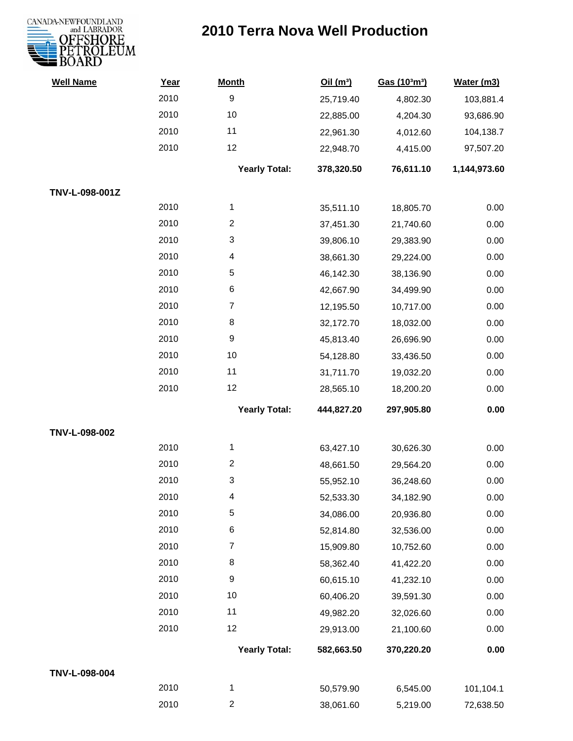# 2010 Terra Nova Well Production

| Well Name | Year | Month | Oil ($m^3$) | Gas ($10^3m^3$) | Water (m3) |
|---|---|---|---|---|---|
| | 2010 | 9 | 25,719.40 | 4,802.30 | 103,881.4 |
| | 2010 | 10 | 22,885.00 | 4,204.30 | 93,686.90 |
| | 2010 | 11 | 22,961.30 | 4,012.60 | 104,138.7 |
| | 2010 | 12 | 22,948.70 | 4,415.00 | 97,507.20 |
| | | **Yearly Total:** | **378,320.50** | **76,611.10** | **1,144,973.60** |
| **TNV-L-098-001Z** | | | | | |
| | 2010 | 1 | 35,511.10 | 18,805.70 | 0.00 |
| | 2010 | 2 | 37,451.30 | 21,740.60 | 0.00 |
| | 2010 | 3 | 39,806.10 | 29,383.90 | 0.00 |
| | 2010 | 4 | 38,661.30 | 29,224.00 | 0.00 |
| | 2010 | 5 | 46,142.30 | 38,136.90 | 0.00 |
| | 2010 | 6 | 42,667.90 | 34,499.90 | 0.00 |
| | 2010 | 7 | 12,195.50 | 10,717.00 | 0.00 |
| | 2010 | 8 | 32,172.70 | 18,032.00 | 0.00 |
| | 2010 | 9 | 45,813.40 | 26,696.90 | 0.00 |
| | 2010 | 10 | 54,128.80 | 33,436.50 | 0.00 |
| | 2010 | 11 | 31,711.70 | 19,032.20 | 0.00 |
| | 2010 | 12 | 28,565.10 | 18,200.20 | 0.00 |
| | | **Yearly Total:** | **444,827.20** | **297,905.80** | **0.00** |
| **TNV-L-098-002** | | | | | |
| | 2010 | 1 | 63,427.10 | 30,626.30 | 0.00 |
| | 2010 | 2 | 48,661.50 | 29,564.20 | 0.00 |
| | 2010 | 3 | 55,952.10 | 36,248.60 | 0.00 |
| | 2010 | 4 | 52,533.30 | 34,182.90 | 0.00 |
| | 2010 | 5 | 34,086.00 | 20,936.80 | 0.00 |
| | 2010 | 6 | 52,814.80 | 32,536.00 | 0.00 |
| | 2010 | 7 | 15,909.80 | 10,752.60 | 0.00 |
| | 2010 | 8 | 58,362.40 | 41,422.20 | 0.00 |
| | 2010 | 9 | 60,615.10 | 41,232.10 | 0.00 |
| | 2010 | 10 | 60,406.20 | 39,591.30 | 0.00 |
| | 2010 | 11 | 49,982.20 | 32,026.60 | 0.00 |
| | 2010 | 12 | 29,913.00 | 21,100.60 | 0.00 |
| | | **Yearly Total:** | **582,663.50** | **370,220.20** | **0.00** |
| **TNV-L-098-004** | | | | | |
| | 2010 | 1 | 50,579.90 | 6,545.00 | 101,104.1 |
| | 2010 | 2 | 38,061.60 | 5,219.00 | 72,638.50 |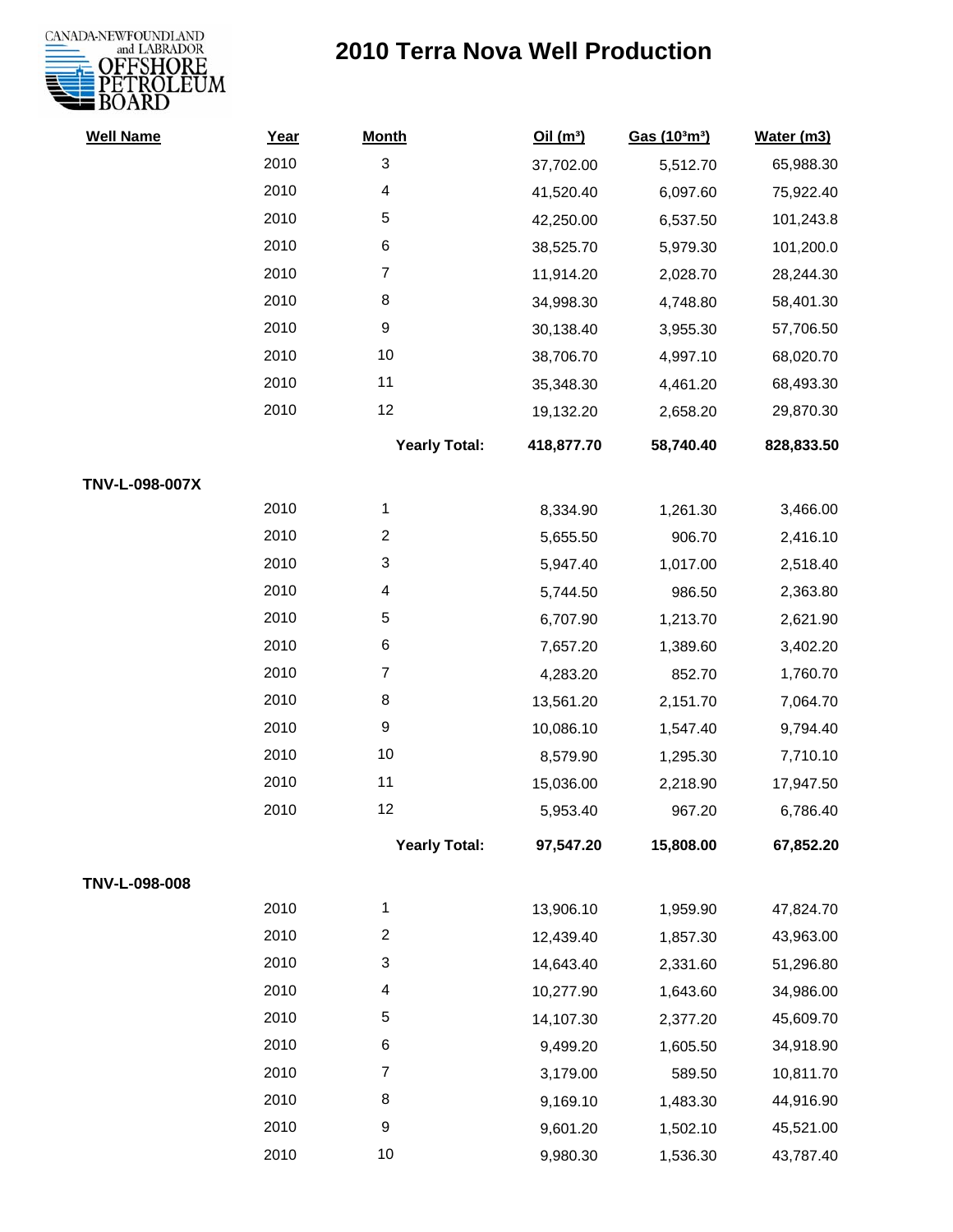# 2010 Terra Nova Well Production

| Well Name | Year | Month | Oil ($m^3$) | Gas ($10^3m^3$) | Water (m3) |
|---|---|---|---|---|---|
| | 2010 | 3 | 37,702.00 | 5,512.70 | 65,988.30 |
| | 2010 | 4 | 41,520.40 | 6,097.60 | 75,922.40 |
| | 2010 | 5 | 42,250.00 | 6,537.50 | 101,243.8 |
| | 2010 | 6 | 38,525.70 | 5,979.30 | 101,200.0 |
| | 2010 | 7 | 11,914.20 | 2,028.70 | 28,244.30 |
| | 2010 | 8 | 34,998.30 | 4,748.80 | 58,401.30 |
| | 2010 | 9 | 30,138.40 | 3,955.30 | 57,706.50 |
| | 2010 | 10 | 38,706.70 | 4,997.10 | 68,020.70 |
| | 2010 | 11 | 35,348.30 | 4,461.20 | 68,493.30 |
| | 2010 | 12 | 19,132.20 | 2,658.20 | 29,870.30 |
| | | **Yearly Total:** | **418,877.70** | **58,740.40** | **828,833.50** |
| **TNV-L-098-007X** | | | | | |
| | 2010 | 1 | 8,334.90 | 1,261.30 | 3,466.00 |
| | 2010 | 2 | 5,655.50 | 906.70 | 2,416.10 |
| | 2010 | 3 | 5,947.40 | 1,017.00 | 2,518.40 |
| | 2010 | 4 | 5,744.50 | 986.50 | 2,363.80 |
| | 2010 | 5 | 6,707.90 | 1,213.70 | 2,621.90 |
| | 2010 | 6 | 7,657.20 | 1,389.60 | 3,402.20 |
| | 2010 | 7 | 4,283.20 | 852.70 | 1,760.70 |
| | 2010 | 8 | 13,561.20 | 2,151.70 | 7,064.70 |
| | 2010 | 9 | 10,086.10 | 1,547.40 | 9,794.40 |
| | 2010 | 10 | 8,579.90 | 1,295.30 | 7,710.10 |
| | 2010 | 11 | 15,036.00 | 2,218.90 | 17,947.50 |
| | 2010 | 12 | 5,953.40 | 967.20 | 6,786.40 |
| | | **Yearly Total:** | **97,547.20** | **15,808.00** | **67,852.20** |
| **TNV-L-098-008** | | | | | |
| | 2010 | 1 | 13,906.10 | 1,959.90 | 47,824.70 |
| | 2010 | 2 | 12,439.40 | 1,857.30 | 43,963.00 |
| | 2010 | 3 | 14,643.40 | 2,331.60 | 51,296.80 |
| | 2010 | 4 | 10,277.90 | 1,643.60 | 34,986.00 |
| | 2010 | 5 | 14,107.30 | 2,377.20 | 45,609.70 |
| | 2010 | 6 | 9,499.20 | 1,605.50 | 34,918.90 |
| | 2010 | 7 | 3,179.00 | 589.50 | 10,811.70 |
| | 2010 | 8 | 9,169.10 | 1,483.30 | 44,916.90 |
| | 2010 | 9 | 9,601.20 | 1,502.10 | 45,521.00 |
| | 2010 | 10 | 9,980.30 | 1,536.30 | 43,787.40 |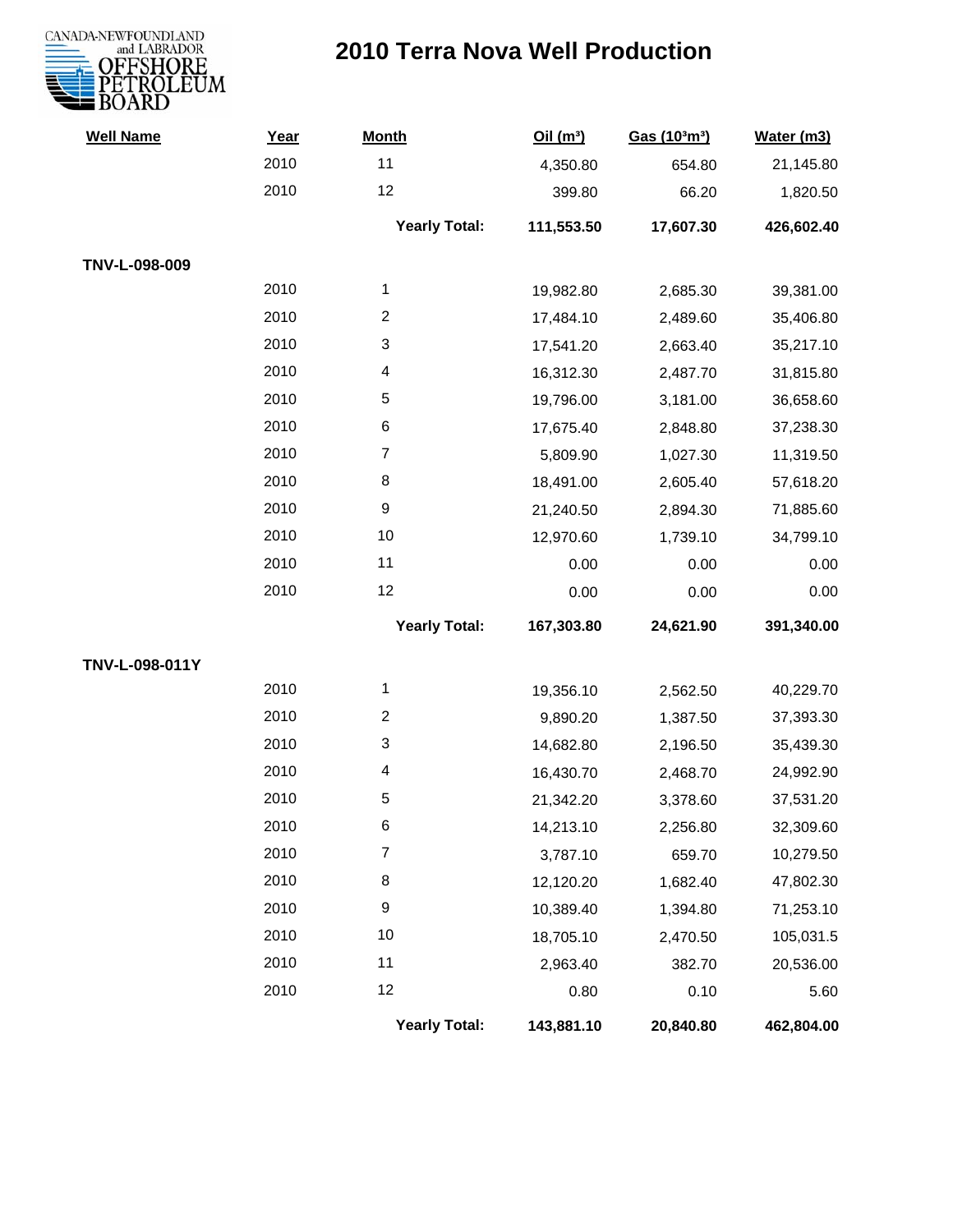# 2010 Terra Nova Well Production

| Well Name | Year | Month | Oil (m³) | Gas (10³m³) | Water (m3) |
|---|---|---|---|---|---|
| | 2010 | 11 | 4,350.80 | 654.80 | 21,145.80 |
| | 2010 | 12 | 399.80 | 66.20 | 1,820.50 |
| | | **Yearly Total:** | **111,553.50** | **17,607.30** | **426,602.40** |
| **TNV-L-098-009** | | | | | |
| | 2010 | 1 | 19,982.80 | 2,685.30 | 39,381.00 |
| | 2010 | 2 | 17,484.10 | 2,489.60 | 35,406.80 |
| | 2010 | 3 | 17,541.20 | 2,663.40 | 35,217.10 |
| | 2010 | 4 | 16,312.30 | 2,487.70 | 31,815.80 |
| | 2010 | 5 | 19,796.00 | 3,181.00 | 36,658.60 |
| | 2010 | 6 | 17,675.40 | 2,848.80 | 37,238.30 |
| | 2010 | 7 | 5,809.90 | 1,027.30 | 11,319.50 |
| | 2010 | 8 | 18,491.00 | 2,605.40 | 57,618.20 |
| | 2010 | 9 | 21,240.50 | 2,894.30 | 71,885.60 |
| | 2010 | 10 | 12,970.60 | 1,739.10 | 34,799.10 |
| | 2010 | 11 | 0.00 | 0.00 | 0.00 |
| | 2010 | 12 | 0.00 | 0.00 | 0.00 |
| | | **Yearly Total:** | **167,303.80** | **24,621.90** | **391,340.00** |
| **TNV-L-098-011Y** | | | | | |
| | 2010 | 1 | 19,356.10 | 2,562.50 | 40,229.70 |
| | 2010 | 2 | 9,890.20 | 1,387.50 | 37,393.30 |
| | 2010 | 3 | 14,682.80 | 2,196.50 | 35,439.30 |
| | 2010 | 4 | 16,430.70 | 2,468.70 | 24,992.90 |
| | 2010 | 5 | 21,342.20 | 3,378.60 | 37,531.20 |
| | 2010 | 6 | 14,213.10 | 2,256.80 | 32,309.60 |
| | 2010 | 7 | 3,787.10 | 659.70 | 10,279.50 |
| | 2010 | 8 | 12,120.20 | 1,682.40 | 47,802.30 |
| | 2010 | 9 | 10,389.40 | 1,394.80 | 71,253.10 |
| | 2010 | 10 | 18,705.10 | 2,470.50 | 105,031.5 |
| | 2010 | 11 | 2,963.40 | 382.70 | 20,536.00 |
| | 2010 | 12 | 0.80 | 0.10 | 5.60 |
| | | **Yearly Total:** | **143,881.10** | **20,840.80** | **462,804.00** |